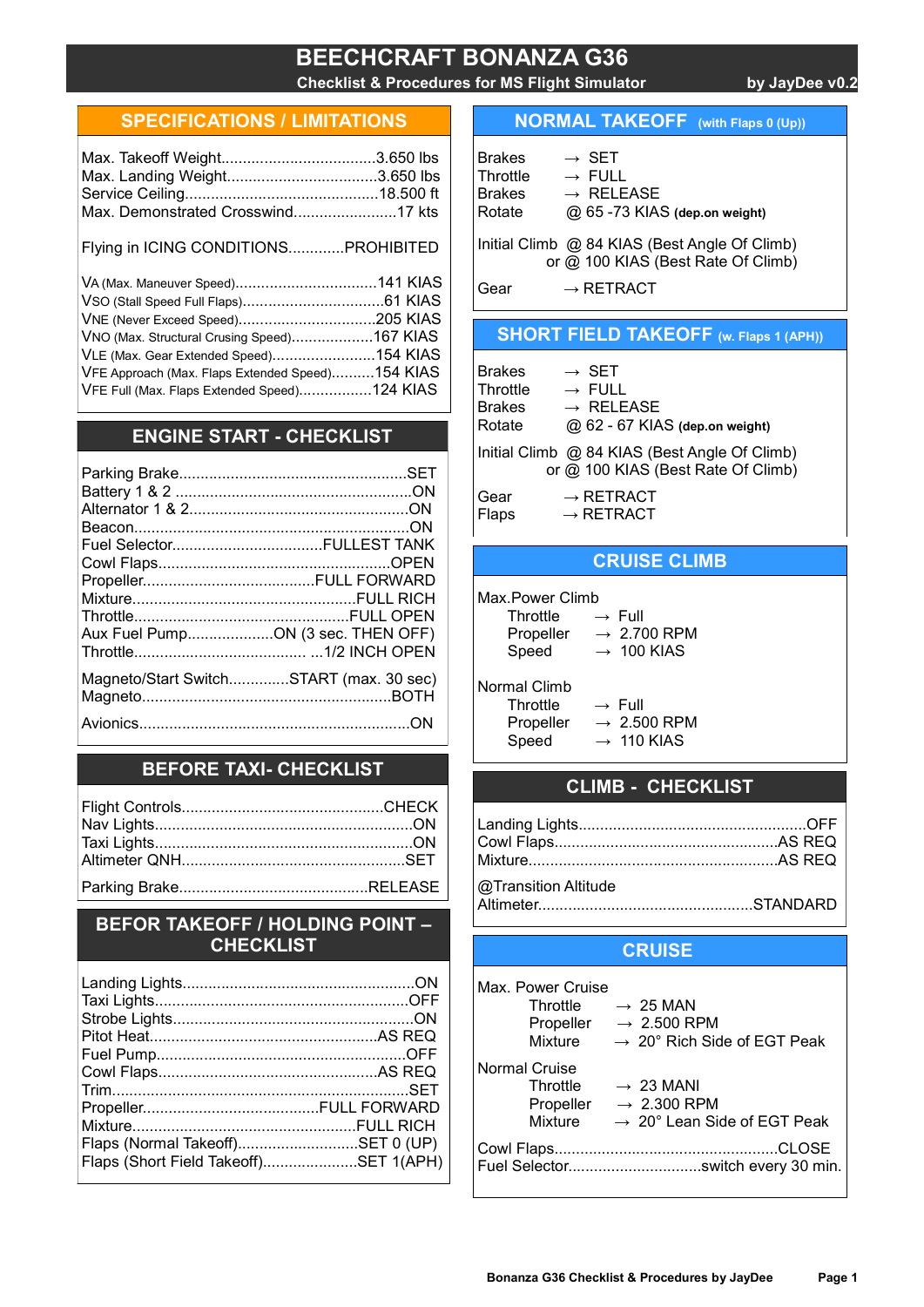# BEECHCRAFT BONANZA G36

**Checklist & Procedures for MS Flight Simulator** — by JayDee v0.2

## SPECIFICATIONS / LIMITATIONS

Max. Takeoff Weight....................................3.650 lbs
Max. Landing Weight...................................3.650 lbs
Service Ceiling.............................................18.500 ft
Max. Demonstrated Crosswind........................17 kts

Flying in ICING CONDITIONS.............PROHIBITED

VA (Max. Maneuver Speed).................................141 KIAS
VSO (Stall Speed Full Flaps)................................61 KIAS
VNE (Never Exceed Speed)................................205 KIAS
VNO (Max. Structural Crusing Speed)...................167 KIAS
VLE (Max. Gear Extended Speed)........................154 KIAS
VFE Approach (Max. Flaps Extended Speed)..........154 KIAS
VFE Full (Max. Flaps Extended Speed).................124 KIAS

## ENGINE START - CHECKLIST

Parking Brake.....................................................SET
Battery 1 & 2 .......................................................ON
Alternator 1 & 2...................................................ON
Beacon...............................................................ON
Fuel Selector...................................FULLEST TANK
Cowl Flaps.......................................................OPEN
Propeller........................................FULL FORWARD
Mixture....................................................FULL RICH
Throttle..................................................FULL OPEN
Aux Fuel Pump...................ON (3 sec. THEN OFF)
Throttle........................................ ...1/2 INCH OPEN

Magneto/Start Switch.............START (max. 30 sec)
Magneto..........................................................BOTH

Avionics..............................................................ON

## BEFORE TAXI- CHECKLIST

Flight Controls...............................................CHECK
Nav Lights...........................................................ON
Taxi Lights...........................................................ON
Altimeter QNH....................................................SET

Parking Brake............................................RELEASE

## BEFOR TAKEOFF / HOLDING POINT – CHECKLIST

Landing Lights......................................................ON
Taxi Lights..........................................................OFF
Strobe Lights........................................................ON
Pitot Heat.....................................................AS REQ
Fuel Pump..........................................................OFF
Cowl Flaps..................................................AS REQ
Trim....................................................................SET
Propeller........................................FULL FORWARD
Mixture....................................................FULL RICH
Flaps (Normal Takeoff)............................SET 0 (UP)
Flaps (Short Field Takeoff)......................SET 1(APH)

## NORMAL TAKEOFF (with Flaps 0 (Up))

Brakes → SET
Throttle → FULL
Brakes → RELEASE
Rotate @ 65 -73 KIAS **(dep.on weight)**

Initial Climb @ 84 KIAS (Best Angle Of Climb)
or @ 100 KIAS (Best Rate Of Climb)

Gear → RETRACT

## SHORT FIELD TAKEOFF (w. Flaps 1 (APH))

Brakes → SET
Throttle → FULL
Brakes → RELEASE
Rotate @ 62 - 67 KIAS **(dep.on weight)**

Initial Climb @ 84 KIAS (Best Angle Of Climb)
or @ 100 KIAS (Best Rate Of Climb)

Gear → RETRACT
Flaps → RETRACT

## CRUISE CLIMB

Max.Power Climb
- Throttle → Full
- Propeller → 2.700 RPM
- Speed → 100 KIAS

Normal Climb
- Throttle → Full
- Propeller → 2.500 RPM
- Speed → 110 KIAS

## CLIMB - CHECKLIST

Landing Lights....................................................OFF
Cowl Flaps...................................................AS REQ
Mixture.........................................................AS REQ

@Transition Altitude
Altimeter.................................................STANDARD

## CRUISE

Max. Power Cruise
- Throttle → 25 MAN
- Propeller → 2.500 RPM
- Mixture → 20° Rich Side of EGT Peak

Normal Cruise
- Throttle → 23 MANI
- Propeller → 2.300 RPM
- Mixture → 20° Lean Side of EGT Peak

Cowl Flaps...................................................CLOSE
Fuel Selector..............................switch every 30 min.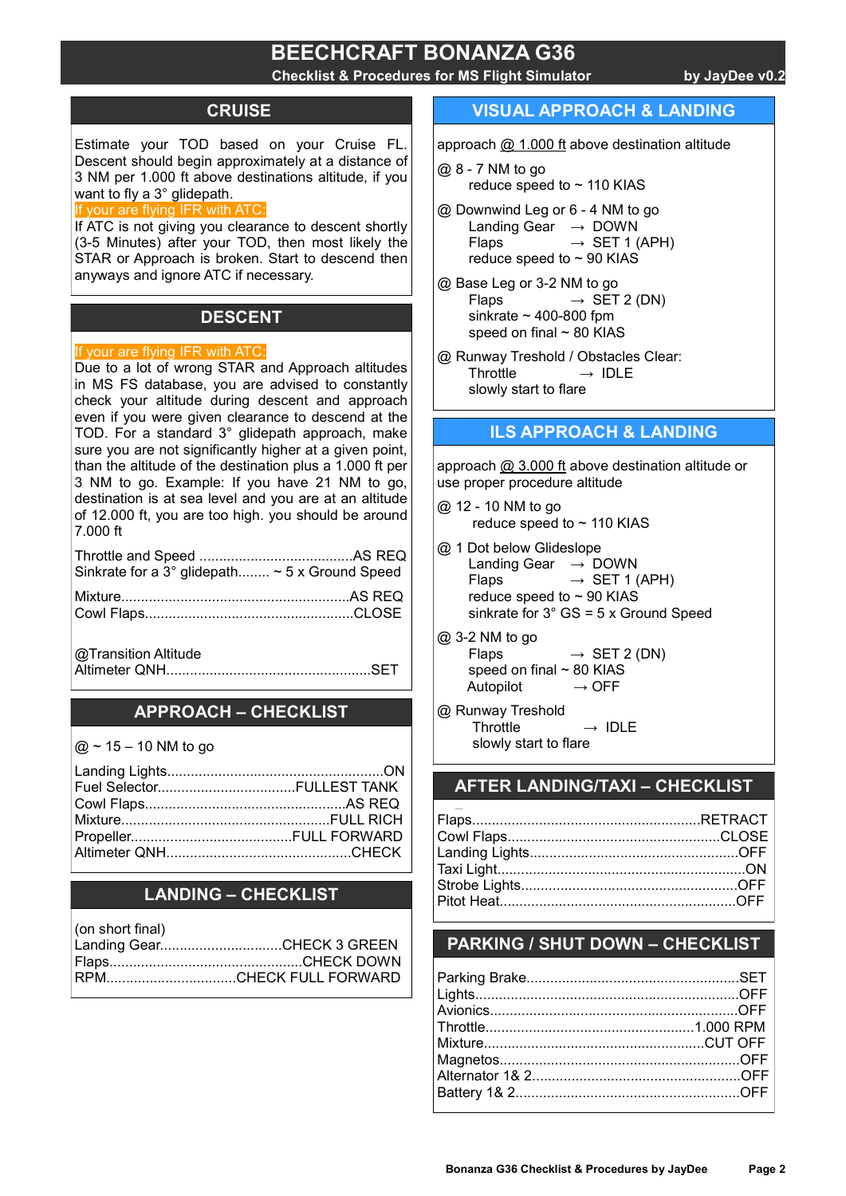# BEECHCRAFT BONANZA G36

**Checklist & Procedures for MS Flight Simulator** — by JayDee v0.2

## CRUISE

Estimate your TOD based on your Cruise FL. Descent should begin approximately at a distance of 3 NM per 1.000 ft above destinations altitude, if you want to fly a 3° glidepath.

If your are flying IFR with ATC:

If ATC is not giving you clearance to descent shortly (3-5 Minutes) after your TOD, then most likely the STAR or Approach is broken. Start to descend then anyways and ignore ATC if necessary.

## DESCENT

If your are flying IFR with ATC:

Due to a lot of wrong STAR and Approach altitudes in MS FS database, you are advised to constantly check your altitude during descent and approach even if you were given clearance to descend at the TOD. For a standard 3° glidepath approach, make sure you are not significantly higher at a given point, than the altitude of the destination plus a 1.000 ft per 3 NM to go. Example: If you have 21 NM to go, destination is at sea level and you are at an altitude of 12.000 ft, you are too high. you should be around 7.000 ft

Throttle and Speed.......................................AS REQ
Sinkrate for a 3° glidepath........ ~ 5 x Ground Speed

Mixture.........................................................AS REQ
Cowl Flaps....................................................CLOSE

@Transition Altitude
Altimeter QNH...................................................SET

## APPROACH – CHECKLIST

@ ~ 15 – 10 NM to go

Landing Lights......................................................ON
Fuel Selector..................................FULLEST TANK
Cowl Flaps..................................................AS REQ
Mixture....................................................FULL RICH
Propeller........................................FULL FORWARD
Altimeter QNH...............................................CHECK

## LANDING – CHECKLIST

(on short final)
Landing Gear...............................CHECK 3 GREEN
Flaps...............................................CHECK DOWN
RPM................................CHECK FULL FORWARD

## VISUAL APPROACH & LANDING

approach @ 1.000 ft above destination altitude

@ 8 - 7 NM to go
reduce speed to ~ 110 KIAS

@ Downwind Leg or 6 - 4 NM to go
Landing Gear → DOWN
Flaps → SET 1 (APH)
reduce speed to ~ 90 KIAS

@ Base Leg or 3-2 NM to go
Flaps → SET 2 (DN)
sinkrate ~ 400-800 fpm
speed on final ~ 80 KIAS

@ Runway Treshold / Obstacles Clear:
Throttle → IDLE
slowly start to flare

## ILS APPROACH & LANDING

approach @ 3.000 ft above destination altitude or use proper procedure altitude

@ 12 - 10 NM to go
reduce speed to ~ 110 KIAS

@ 1 Dot below Glideslope
Landing Gear → DOWN
Flaps → SET 1 (APH)
reduce speed to ~ 90 KIAS
sinkrate for 3° GS = 5 x Ground Speed

@ 3-2 NM to go
Flaps → SET 2 (DN)
speed on final ~ 80 KIAS
Autopilot → OFF

@ Runway Treshold
Throttle → IDLE
slowly start to flare

## AFTER LANDING/TAXI – CHECKLIST

Flaps.........................................................RETRACT
Cowl Flaps.....................................................CLOSE
Landing Lights....................................................OFF
Taxi Light...........................................................ON
Strobe Lights......................................................OFF
Pitot Heat..........................................................OFF

## PARKING / SHUT DOWN – CHECKLIST

Parking Brake....................................................SET
Lights.................................................................OFF
Avionics.............................................................OFF
Throttle...................................................1.000 RPM
Mixture......................................................CUT OFF
Magnetos...........................................................OFF
Alternator 1& 2...................................................OFF
Battery 1& 2.......................................................OFF